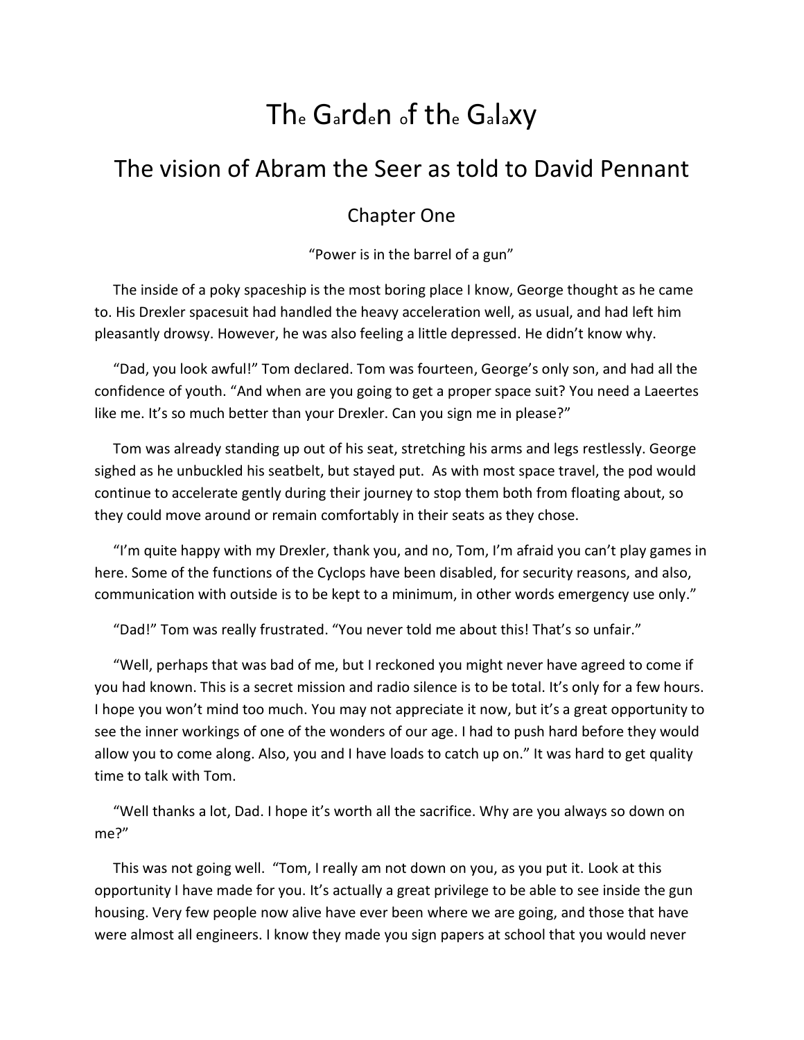# The Garden of the Galaxy

## The vision of Abram the Seer as told to David Pennant

### Chapter One

"Power is in the barrel of a gun"

The inside of a poky spaceship is the most boring place I know, George thought as he came to. His Drexler spacesuit had handled the heavy acceleration well, as usual, and had left him pleasantly drowsy. However, he was also feeling a little depressed. He didn't know why.

"Dad, you look awful!" Tom declared. Tom was fourteen, George's only son, and had all the confidence of youth. "And when are you going to get a proper space suit? You need a Laeertes like me. It's so much better than your Drexler. Can you sign me in please?"

Tom was already standing up out of his seat, stretching his arms and legs restlessly. George sighed as he unbuckled his seatbelt, but stayed put. As with most space travel, the pod would continue to accelerate gently during their journey to stop them both from floating about, so they could move around or remain comfortably in their seats as they chose.

"I'm quite happy with my Drexler, thank you, and no, Tom, I'm afraid you can't play games in here. Some of the functions of the Cyclops have been disabled, for security reasons, and also, communication with outside is to be kept to a minimum, in other words emergency use only."

"Dad!" Tom was really frustrated. "You never told me about this! That's so unfair."

"Well, perhaps that was bad of me, but I reckoned you might never have agreed to come if you had known. This is a secret mission and radio silence is to be total. It's only for a few hours. I hope you won't mind too much. You may not appreciate it now, but it's a great opportunity to see the inner workings of one of the wonders of our age. I had to push hard before they would allow you to come along. Also, you and I have loads to catch up on." It was hard to get quality time to talk with Tom.

"Well thanks a lot, Dad. I hope it's worth all the sacrifice. Why are you always so down on me?"

This was not going well. "Tom, I really am not down on you, as you put it. Look at this opportunity I have made for you. It's actually a great privilege to be able to see inside the gun housing. Very few people now alive have ever been where we are going, and those that have were almost all engineers. I know they made you sign papers at school that you would never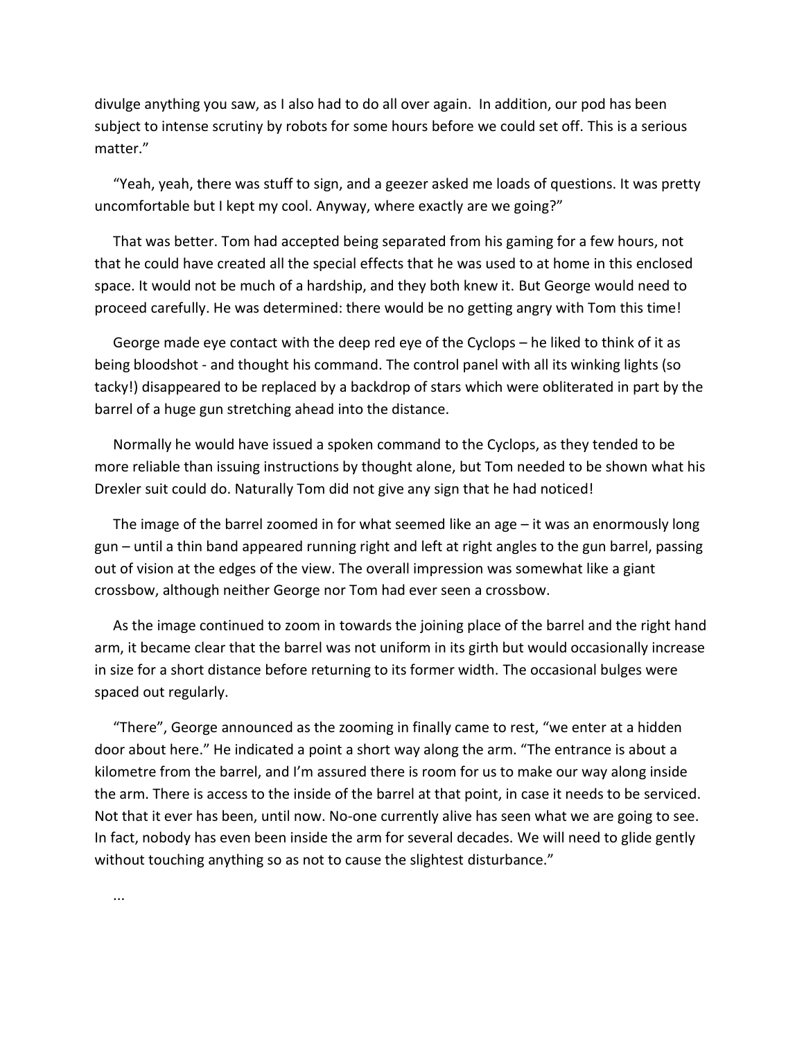divulge anything you saw, as I also had to do all over again. In addition, our pod has been subject to intense scrutiny by robots for some hours before we could set off. This is a serious matter."

"Yeah, yeah, there was stuff to sign, and a geezer asked me loads of questions. It was pretty uncomfortable but I kept my cool. Anyway, where exactly are we going?"

That was better. Tom had accepted being separated from his gaming for a few hours, not that he could have created all the special effects that he was used to at home in this enclosed space. It would not be much of a hardship, and they both knew it. But George would need to proceed carefully. He was determined: there would be no getting angry with Tom this time!

George made eye contact with the deep red eye of the Cyclops – he liked to think of it as being bloodshot - and thought his command. The control panel with all its winking lights (so tacky!) disappeared to be replaced by a backdrop of stars which were obliterated in part by the barrel of a huge gun stretching ahead into the distance.

Normally he would have issued a spoken command to the Cyclops, as they tended to be more reliable than issuing instructions by thought alone, but Tom needed to be shown what his Drexler suit could do. Naturally Tom did not give any sign that he had noticed!

The image of the barrel zoomed in for what seemed like an age – it was an enormously long gun – until a thin band appeared running right and left at right angles to the gun barrel, passing out of vision at the edges of the view. The overall impression was somewhat like a giant crossbow, although neither George nor Tom had ever seen a crossbow.

As the image continued to zoom in towards the joining place of the barrel and the right hand arm, it became clear that the barrel was not uniform in its girth but would occasionally increase in size for a short distance before returning to its former width. The occasional bulges were spaced out regularly.

"There", George announced as the zooming in finally came to rest, "we enter at a hidden door about here." He indicated a point a short way along the arm. "The entrance is about a kilometre from the barrel, and I'm assured there is room for us to make our way along inside the arm. There is access to the inside of the barrel at that point, in case it needs to be serviced. Not that it ever has been, until now. No-one currently alive has seen what we are going to see. In fact, nobody has even been inside the arm for several decades. We will need to glide gently without touching anything so as not to cause the slightest disturbance."

...